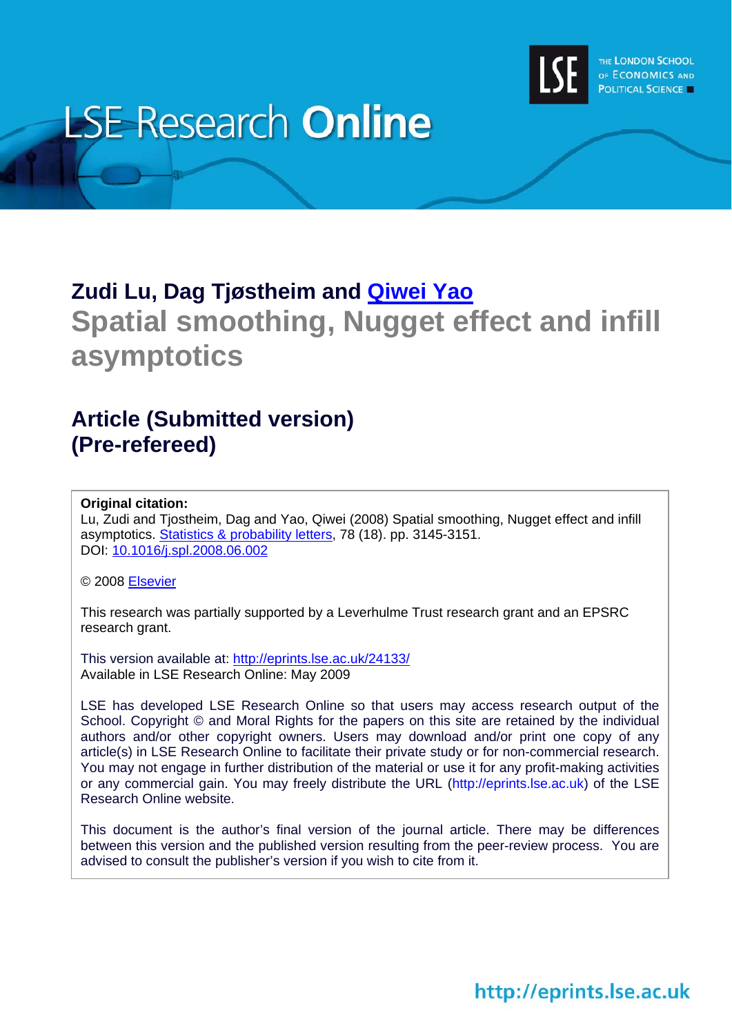LSE Research **Online**

THE LONDON SCHOOL OF ECONOMICS AND POLITICAL SCIENCE

## Zudi Lu, Dag Tjøstheim and Qiwei Yao

# Spatial smoothing, Nugget effect and infill asymptotics

## Article (Submitted version) (Pre-refereed)

**Original citation:**
Lu, Zudi and Tjostheim, Dag and Yao, Qiwei (2008) Spatial smoothing, Nugget effect and infill asymptotics. Statistics & probability letters, 78 (18). pp. 3145-3151.
DOI: 10.1016/j.spl.2008.06.002

© 2008 Elsevier

This research was partially supported by a Leverhulme Trust research grant and an EPSRC research grant.

This version available at: http://eprints.lse.ac.uk/24133/
Available in LSE Research Online: May 2009

LSE has developed LSE Research Online so that users may access research output of the School. Copyright © and Moral Rights for the papers on this site are retained by the individual authors and/or other copyright owners. Users may download and/or print one copy of any article(s) in LSE Research Online to facilitate their private study or for non-commercial research. You may not engage in further distribution of the material or use it for any profit-making activities or any commercial gain. You may freely distribute the URL (http://eprints.lse.ac.uk) of the LSE Research Online website.

This document is the author's final version of the journal article. There may be differences between this version and the published version resulting from the peer-review process. You are advised to consult the publisher's version if you wish to cite from it.

http://eprints.lse.ac.uk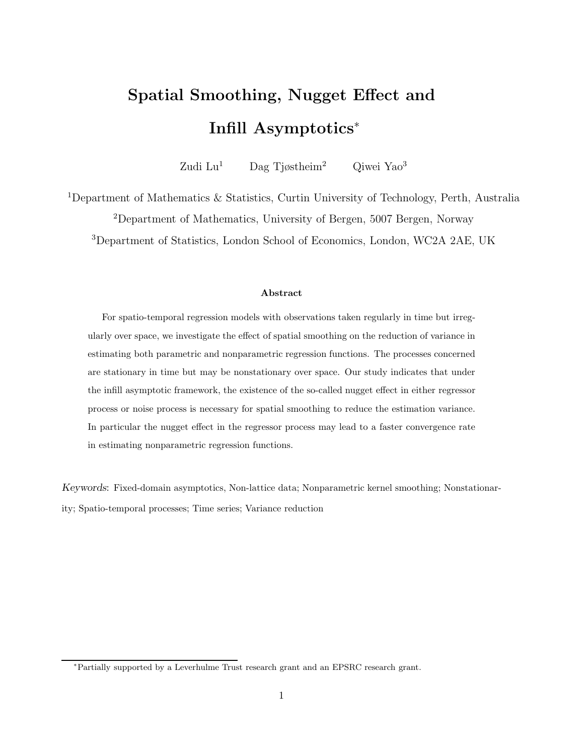# Spatial Smoothing, Nugget Effect and Infill Asymptotics*

Zudi Lu[1] Dag Tjøstheim[2] Qiwei Yao[3]

[1]Department of Mathematics & Statistics, Curtin University of Technology, Perth, Australia

[2]Department of Mathematics, University of Bergen, 5007 Bergen, Norway

[3]Department of Statistics, London School of Economics, London, WC2A 2AE, UK

### Abstract

For spatio-temporal regression models with observations taken regularly in time but irregularly over space, we investigate the effect of spatial smoothing on the reduction of variance in estimating both parametric and nonparametric regression functions. The processes concerned are stationary in time but may be nonstationary over space. Our study indicates that under the infill asymptotic framework, the existence of the so-called nugget effect in either regressor process or noise process is necessary for spatial smoothing to reduce the estimation variance. In particular the nugget effect in the regressor process may lead to a faster convergence rate in estimating nonparametric regression functions.

*Keywords*: Fixed-domain asymptotics, Non-lattice data; Nonparametric kernel smoothing; Nonstationarity; Spatio-temporal processes; Time series; Variance reduction

*Partially supported by a Leverhulme Trust research grant and an EPSRC research grant.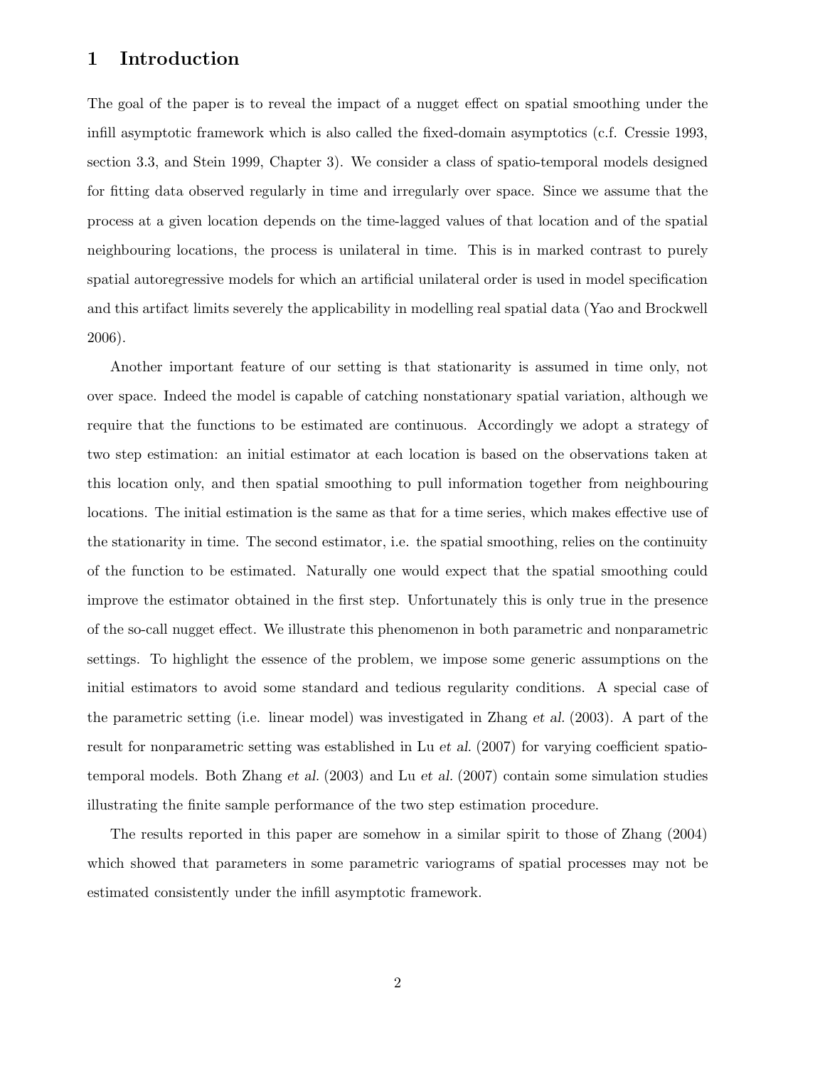# 1 Introduction

The goal of the paper is to reveal the impact of a nugget effect on spatial smoothing under the infill asymptotic framework which is also called the fixed-domain asymptotics (c.f. Cressie 1993, section 3.3, and Stein 1999, Chapter 3). We consider a class of spatio-temporal models designed for fitting data observed regularly in time and irregularly over space. Since we assume that the process at a given location depends on the time-lagged values of that location and of the spatial neighbouring locations, the process is unilateral in time. This is in marked contrast to purely spatial autoregressive models for which an artificial unilateral order is used in model specification and this artifact limits severely the applicability in modelling real spatial data (Yao and Brockwell 2006).

Another important feature of our setting is that stationarity is assumed in time only, not over space. Indeed the model is capable of catching nonstationary spatial variation, although we require that the functions to be estimated are continuous. Accordingly we adopt a strategy of two step estimation: an initial estimator at each location is based on the observations taken at this location only, and then spatial smoothing to pull information together from neighbouring locations. The initial estimation is the same as that for a time series, which makes effective use of the stationarity in time. The second estimator, i.e. the spatial smoothing, relies on the continuity of the function to be estimated. Naturally one would expect that the spatial smoothing could improve the estimator obtained in the first step. Unfortunately this is only true in the presence of the so-call nugget effect. We illustrate this phenomenon in both parametric and nonparametric settings. To highlight the essence of the problem, we impose some generic assumptions on the initial estimators to avoid some standard and tedious regularity conditions. A special case of the parametric setting (i.e. linear model) was investigated in Zhang *et al.* (2003). A part of the result for nonparametric setting was established in Lu *et al.* (2007) for varying coefficient spatio-temporal models. Both Zhang *et al.* (2003) and Lu *et al.* (2007) contain some simulation studies illustrating the finite sample performance of the two step estimation procedure.

The results reported in this paper are somehow in a similar spirit to those of Zhang (2004) which showed that parameters in some parametric variograms of spatial processes may not be estimated consistently under the infill asymptotic framework.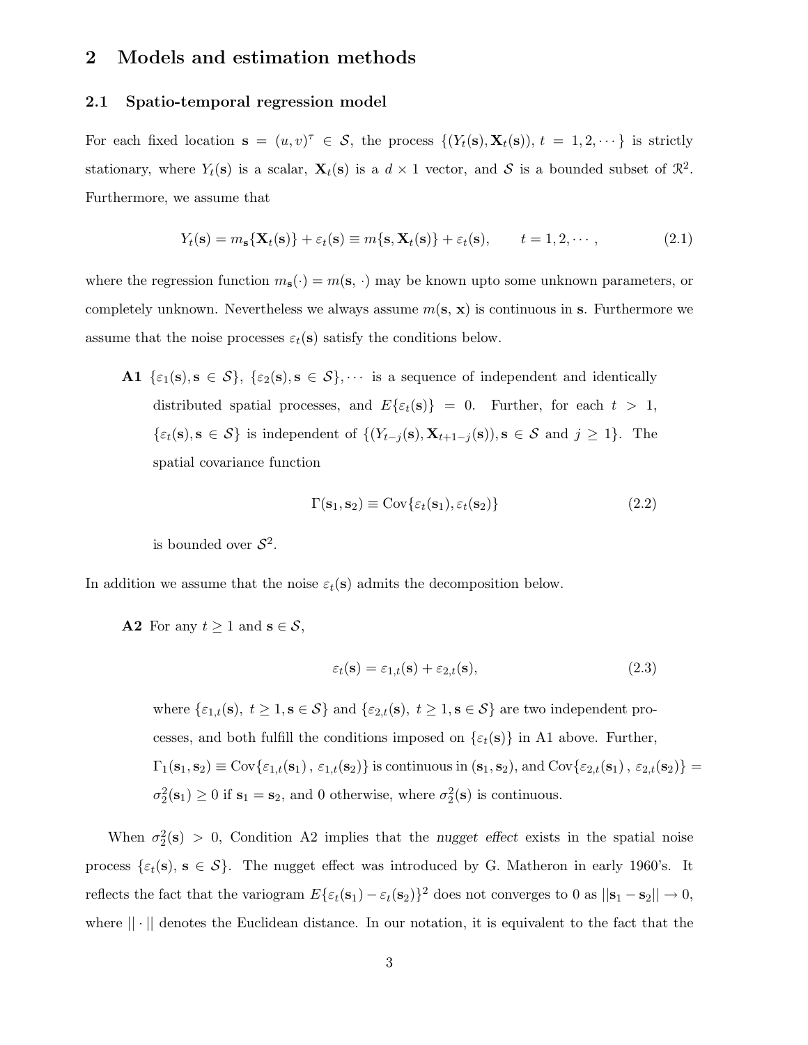## 2 Models and estimation methods

### 2.1 Spatio-temporal regression model

For each fixed location $\mathbf{s} = (u, v)^\tau \in \mathcal{S}$, the process $\{(Y_t(\mathbf{s}), \mathbf{X}_t(\mathbf{s})),\ t = 1, 2, \cdots\}$ is strictly stationary, where $Y_t(\mathbf{s})$ is a scalar, $\mathbf{X}_t(\mathbf{s})$ is a $d \times 1$ vector, and $\mathcal{S}$ is a bounded subset of $\mathcal{R}^2$. Furthermore, we assume that

$$Y_t(\mathbf{s}) = m_{\mathbf{s}}\{\mathbf{X}_t(\mathbf{s})\} + \varepsilon_t(\mathbf{s}) \equiv m\{\mathbf{s}, \mathbf{X}_t(\mathbf{s})\} + \varepsilon_t(\mathbf{s}), \qquad t = 1, 2, \cdots, \tag{2.1}$$

where the regression function $m_{\mathbf{s}}(\cdot) = m(\mathbf{s}, \cdot)$ may be known upto some unknown parameters, or completely unknown. Nevertheless we always assume $m(\mathbf{s}, \mathbf{x})$ is continuous in $\mathbf{s}$. Furthermore we assume that the noise processes $\varepsilon_t(\mathbf{s})$ satisfy the conditions below.

**A1** $\{\varepsilon_1(\mathbf{s}), \mathbf{s} \in \mathcal{S}\}$, $\{\varepsilon_2(\mathbf{s}), \mathbf{s} \in \mathcal{S}\}, \cdots$ is a sequence of independent and identically distributed spatial processes, and $E\{\varepsilon_t(\mathbf{s})\} = 0$. Further, for each $t > 1$, $\{\varepsilon_t(\mathbf{s}), \mathbf{s} \in \mathcal{S}\}$ is independent of $\{(Y_{t-j}(\mathbf{s}), \mathbf{X}_{t+1-j}(\mathbf{s})), \mathbf{s} \in \mathcal{S} \text{ and } j \geq 1\}$. The spatial covariance function

$$\Gamma(\mathbf{s}_1, \mathbf{s}_2) \equiv \text{Cov}\{\varepsilon_t(\mathbf{s}_1), \varepsilon_t(\mathbf{s}_2)\} \tag{2.2}$$

is bounded over $\mathcal{S}^2$.

In addition we assume that the noise $\varepsilon_t(\mathbf{s})$ admits the decomposition below.

**A2** For any $t \geq 1$ and $\mathbf{s} \in \mathcal{S}$,

$$\varepsilon_t(\mathbf{s}) = \varepsilon_{1,t}(\mathbf{s}) + \varepsilon_{2,t}(\mathbf{s}), \tag{2.3}$$

where $\{\varepsilon_{1,t}(\mathbf{s}),\ t \geq 1, \mathbf{s} \in \mathcal{S}\}$ and $\{\varepsilon_{2,t}(\mathbf{s}),\ t \geq 1, \mathbf{s} \in \mathcal{S}\}$ are two independent processes, and both fulfill the conditions imposed on $\{\varepsilon_t(\mathbf{s})\}$ in A1 above. Further, $\Gamma_1(\mathbf{s}_1, \mathbf{s}_2) \equiv \text{Cov}\{\varepsilon_{1,t}(\mathbf{s}_1)\,,\, \varepsilon_{1,t}(\mathbf{s}_2)\}$ is continuous in $(\mathbf{s}_1, \mathbf{s}_2)$, and $\text{Cov}\{\varepsilon_{2,t}(\mathbf{s}_1)\,,\, \varepsilon_{2,t}(\mathbf{s}_2)\} = \sigma_2^2(\mathbf{s}_1) \geq 0$ if $\mathbf{s}_1 = \mathbf{s}_2$, and 0 otherwise, where $\sigma_2^2(\mathbf{s})$ is continuous.

When $\sigma_2^2(\mathbf{s}) > 0$, Condition A2 implies that the *nugget effect* exists in the spatial noise process $\{\varepsilon_t(\mathbf{s}),\ \mathbf{s} \in \mathcal{S}\}$. The nugget effect was introduced by G. Matheron in early 1960's. It reflects the fact that the variogram $E\{\varepsilon_t(\mathbf{s}_1) - \varepsilon_t(\mathbf{s}_2)\}^2$ does not converges to 0 as $||\mathbf{s}_1 - \mathbf{s}_2|| \to 0$, where $||\cdot||$ denotes the Euclidean distance. In our notation, it is equivalent to the fact that the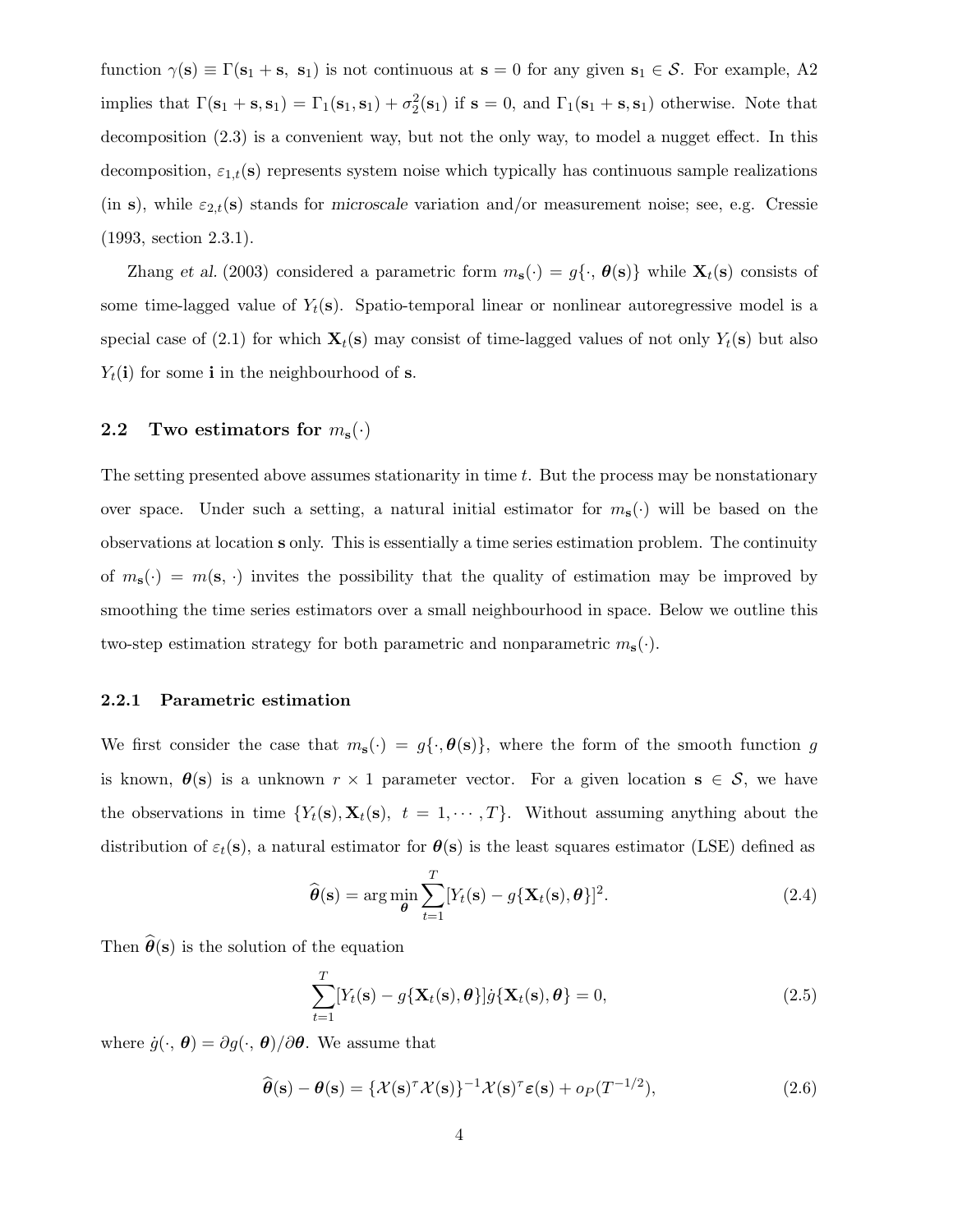function $\gamma(\mathbf{s}) \equiv \Gamma(\mathbf{s}_1 + \mathbf{s},\ \mathbf{s}_1)$ is not continuous at $\mathbf{s} = 0$ for any given $\mathbf{s}_1 \in \mathcal{S}$. For example, A2 implies that $\Gamma(\mathbf{s}_1 + \mathbf{s}, \mathbf{s}_1) = \Gamma_1(\mathbf{s}_1, \mathbf{s}_1) + \sigma_2^2(\mathbf{s}_1)$ if $\mathbf{s} = 0$, and $\Gamma_1(\mathbf{s}_1 + \mathbf{s}, \mathbf{s}_1)$ otherwise. Note that decomposition (2.3) is a convenient way, but not the only way, to model a nugget effect. In this decomposition, $\varepsilon_{1,t}(\mathbf{s})$ represents system noise which typically has continuous sample realizations (in $\mathbf{s}$), while $\varepsilon_{2,t}(\mathbf{s})$ stands for *microscale* variation and/or measurement noise; see, e.g. Cressie (1993, section 2.3.1).

Zhang *et al.* (2003) considered a parametric form $m_{\mathbf{s}}(\cdot) = g\{\cdot, \boldsymbol{\theta}(\mathbf{s})\}$ while $\mathbf{X}_t(\mathbf{s})$ consists of some time-lagged value of $Y_t(\mathbf{s})$. Spatio-temporal linear or nonlinear autoregressive model is a special case of (2.1) for which $\mathbf{X}_t(\mathbf{s})$ may consist of time-lagged values of not only $Y_t(\mathbf{s})$ but also $Y_t(\mathbf{i})$ for some $\mathbf{i}$ in the neighbourhood of $\mathbf{s}$.

### 2.2 Two estimators for $m_{\mathbf{s}}(\cdot)$

The setting presented above assumes stationarity in time $t$. But the process may be nonstationary over space. Under such a setting, a natural initial estimator for $m_{\mathbf{s}}(\cdot)$ will be based on the observations at location $\mathbf{s}$ only. This is essentially a time series estimation problem. The continuity of $m_{\mathbf{s}}(\cdot) = m(\mathbf{s}, \cdot)$ invites the possibility that the quality of estimation may be improved by smoothing the time series estimators over a small neighbourhood in space. Below we outline this two-step estimation strategy for both parametric and nonparametric $m_{\mathbf{s}}(\cdot)$.

#### 2.2.1 Parametric estimation

We first consider the case that $m_{\mathbf{s}}(\cdot) = g\{\cdot, \boldsymbol{\theta}(\mathbf{s})\}$, where the form of the smooth function $g$ is known, $\boldsymbol{\theta}(\mathbf{s})$ is a unknown $r \times 1$ parameter vector. For a given location $\mathbf{s} \in \mathcal{S}$, we have the observations in time $\{Y_t(\mathbf{s}), \mathbf{X}_t(\mathbf{s}),\ t = 1, \cdots, T\}$. Without assuming anything about the distribution of $\varepsilon_t(\mathbf{s})$, a natural estimator for $\boldsymbol{\theta}(\mathbf{s})$ is the least squares estimator (LSE) defined as

$$\widehat{\boldsymbol{\theta}}(\mathbf{s}) = \arg\min_{\boldsymbol{\theta}} \sum_{t=1}^{T} [Y_t(\mathbf{s}) - g\{\mathbf{X}_t(\mathbf{s}), \boldsymbol{\theta}\}]^2. \tag{2.4}$$

Then $\widehat{\boldsymbol{\theta}}(\mathbf{s})$ is the solution of the equation

$$\sum_{t=1}^{T} [Y_t(\mathbf{s}) - g\{\mathbf{X}_t(\mathbf{s}), \boldsymbol{\theta}\}]\dot{g}\{\mathbf{X}_t(\mathbf{s}), \boldsymbol{\theta}\} = 0, \tag{2.5}$$

where $\dot{g}(\cdot,\ \boldsymbol{\theta}) = \partial g(\cdot,\ \boldsymbol{\theta})/\partial \boldsymbol{\theta}$. We assume that

$$\widehat{\boldsymbol{\theta}}(\mathbf{s}) - \boldsymbol{\theta}(\mathbf{s}) = \{\mathcal{X}(\mathbf{s})^\tau \mathcal{X}(\mathbf{s})\}^{-1} \mathcal{X}(\mathbf{s})^\tau \boldsymbol{\varepsilon}(\mathbf{s}) + o_P(T^{-1/2}), \tag{2.6}$$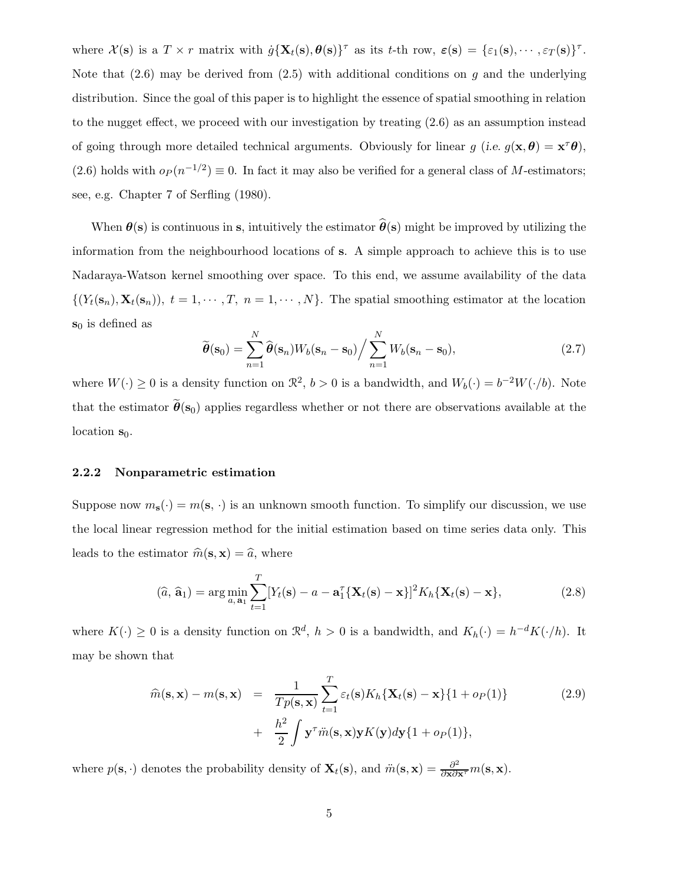where $\mathcal{X}(\mathbf{s})$ is a $T \times r$ matrix with $\dot{g}\{\mathbf{X}_t(\mathbf{s}), \boldsymbol{\theta}(\mathbf{s})\}^\tau$ as its $t$-th row, $\boldsymbol{\varepsilon}(\mathbf{s}) = \{\varepsilon_1(\mathbf{s}), \cdots, \varepsilon_T(\mathbf{s})\}^\tau$. Note that (2.6) may be derived from (2.5) with additional conditions on $g$ and the underlying distribution. Since the goal of this paper is to highlight the essence of spatial smoothing in relation to the nugget effect, we proceed with our investigation by treating (2.6) as an assumption instead of going through more detailed technical arguments. Obviously for linear $g$ (*i.e.* $g(\mathbf{x}, \boldsymbol{\theta}) = \mathbf{x}^\tau \boldsymbol{\theta}$), (2.6) holds with $o_P(n^{-1/2}) \equiv 0$. In fact it may also be verified for a general class of $M$-estimators; see, e.g. Chapter 7 of Serfling (1980).

When $\boldsymbol{\theta}(\mathbf{s})$ is continuous in $\mathbf{s}$, intuitively the estimator $\widehat{\boldsymbol{\theta}}(\mathbf{s})$ might be improved by utilizing the information from the neighbourhood locations of $\mathbf{s}$. A simple approach to achieve this is to use Nadaraya-Watson kernel smoothing over space. To this end, we assume availability of the data $\{(Y_t(\mathbf{s}_n), \mathbf{X}_t(\mathbf{s}_n)),\ t = 1, \cdots, T,\ n = 1, \cdots, N\}$. The spatial smoothing estimator at the location $\mathbf{s}_0$ is defined as

$$\widetilde{\boldsymbol{\theta}}(\mathbf{s}_0) = \sum_{n=1}^{N} \widehat{\boldsymbol{\theta}}(\mathbf{s}_n) W_b(\mathbf{s}_n - \mathbf{s}_0) \Big/ \sum_{n=1}^{N} W_b(\mathbf{s}_n - \mathbf{s}_0), \tag{2.7}$$

where $W(\cdot) \geq 0$ is a density function on $\Re^2$, $b > 0$ is a bandwidth, and $W_b(\cdot) = b^{-2} W(\cdot/b)$. Note that the estimator $\widetilde{\boldsymbol{\theta}}(\mathbf{s}_0)$ applies regardless whether or not there are observations available at the location $\mathbf{s}_0$.

### 2.2.2 Nonparametric estimation

Suppose now $m_{\mathbf{s}}(\cdot) = m(\mathbf{s}, \cdot)$ is an unknown smooth function. To simplify our discussion, we use the local linear regression method for the initial estimation based on time series data only. This leads to the estimator $\widehat{m}(\mathbf{s}, \mathbf{x}) = \widehat{a}$, where

$$(\widehat{a}, \widehat{\mathbf{a}}_1) = \arg\min_{a, \mathbf{a}_1} \sum_{t=1}^{T} [Y_t(\mathbf{s}) - a - \mathbf{a}_1^\tau \{\mathbf{X}_t(\mathbf{s}) - \mathbf{x}\}]^2 K_h\{\mathbf{X}_t(\mathbf{s}) - \mathbf{x}\}, \tag{2.8}$$

where $K(\cdot) \geq 0$ is a density function on $\Re^d$, $h > 0$ is a bandwidth, and $K_h(\cdot) = h^{-d} K(\cdot/h)$. It may be shown that

$$\begin{aligned} \widehat{m}(\mathbf{s}, \mathbf{x}) - m(\mathbf{s}, \mathbf{x}) &= \frac{1}{T p(\mathbf{s}, \mathbf{x})} \sum_{t=1}^{T} \varepsilon_t(\mathbf{s}) K_h\{\mathbf{X}_t(\mathbf{s}) - \mathbf{x}\}\{1 + o_P(1)\} \\ &+ \frac{h^2}{2} \int \mathbf{y}^\tau \ddot{m}(\mathbf{s}, \mathbf{x}) \mathbf{y} K(\mathbf{y}) d\mathbf{y} \{1 + o_P(1)\}, \end{aligned} \tag{2.9}$$

where $p(\mathbf{s}, \cdot)$ denotes the probability density of $\mathbf{X}_t(\mathbf{s})$, and $\ddot{m}(\mathbf{s}, \mathbf{x}) = \frac{\partial^2}{\partial \mathbf{x} \partial \mathbf{x}^\tau} m(\mathbf{s}, \mathbf{x})$.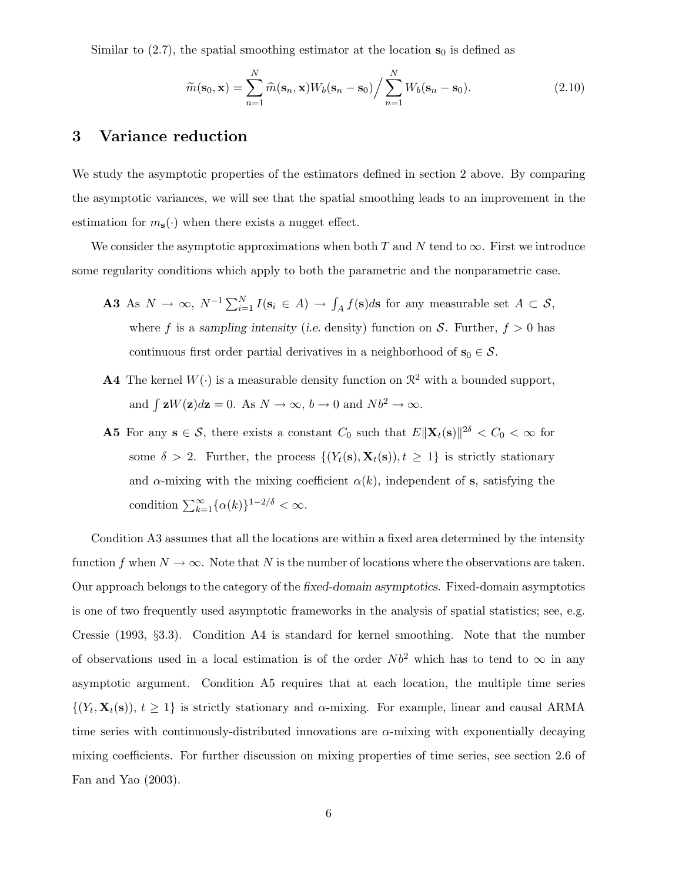Similar to (2.7), the spatial smoothing estimator at the location $\mathbf{s}_0$ is defined as

$$\widetilde{m}(\mathbf{s}_0, \mathbf{x}) = \sum_{n=1}^{N} \widehat{m}(\mathbf{s}_n, \mathbf{x}) W_b(\mathbf{s}_n - \mathbf{s}_0) \Big/ \sum_{n=1}^{N} W_b(\mathbf{s}_n - \mathbf{s}_0). \tag{2.10}$$

## 3 Variance reduction

We study the asymptotic properties of the estimators defined in section 2 above. By comparing the asymptotic variances, we will see that the spatial smoothing leads to an improvement in the estimation for $m_{\mathbf{s}}(\cdot)$ when there exists a nugget effect.

We consider the asymptotic approximations when both $T$ and $N$ tend to $\infty$. First we introduce some regularity conditions which apply to both the parametric and the nonparametric case.

- **A3** As $N \to \infty$, $N^{-1} \sum_{i=1}^{N} I(\mathbf{s}_i \in A) \to \int_A f(\mathbf{s}) d\mathbf{s}$ for any measurable set $A \subset \mathcal{S}$, where $f$ is a *sampling intensity* (*i.e.* density) function on $\mathcal{S}$. Further, $f > 0$ has continuous first order partial derivatives in a neighborhood of $\mathbf{s}_0 \in \mathcal{S}$.
- **A4** The kernel $W(\cdot)$ is a measurable density function on $\mathcal{R}^2$ with a bounded support, and $\int \mathbf{z} W(\mathbf{z}) d\mathbf{z} = 0$. As $N \to \infty$, $b \to 0$ and $Nb^2 \to \infty$.
- **A5** For any $\mathbf{s} \in \mathcal{S}$, there exists a constant $C_0$ such that $E\|\mathbf{X}_t(\mathbf{s})\|^{2\delta} < C_0 < \infty$ for some $\delta > 2$. Further, the process $\{(Y_t(\mathbf{s}), \mathbf{X}_t(\mathbf{s})), t \geq 1\}$ is strictly stationary and $\alpha$-mixing with the mixing coefficient $\alpha(k)$, independent of $\mathbf{s}$, satisfying the condition $\sum_{k=1}^{\infty} \{\alpha(k)\}^{1-2/\delta} < \infty$.

Condition A3 assumes that all the locations are within a fixed area determined by the intensity function $f$ when $N \to \infty$. Note that $N$ is the number of locations where the observations are taken. Our approach belongs to the category of the *fixed-domain asymptotics*. Fixed-domain asymptotics is one of two frequently used asymptotic frameworks in the analysis of spatial statistics; see, e.g. Cressie (1993, §3.3). Condition A4 is standard for kernel smoothing. Note that the number of observations used in a local estimation is of the order $Nb^2$ which has to tend to $\infty$ in any asymptotic argument. Condition A5 requires that at each location, the multiple time series $\{(Y_t, \mathbf{X}_t(\mathbf{s})), t \geq 1\}$ is strictly stationary and $\alpha$-mixing. For example, linear and causal ARMA time series with continuously-distributed innovations are $\alpha$-mixing with exponentially decaying mixing coefficients. For further discussion on mixing properties of time series, see section 2.6 of Fan and Yao (2003).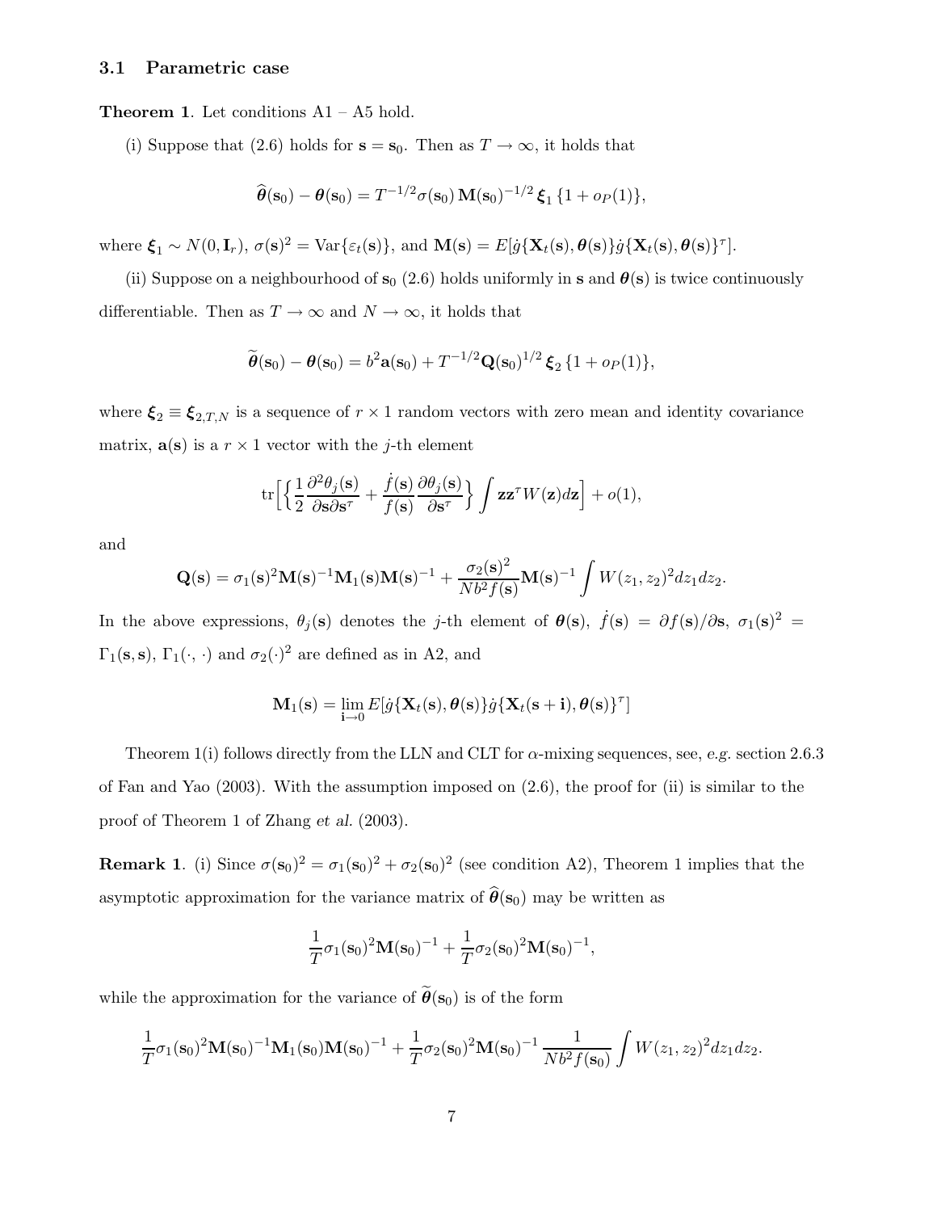### 3.1 Parametric case

**Theorem 1**. Let conditions A1 – A5 hold.

(i) Suppose that (2.6) holds for $\mathbf{s} = \mathbf{s}_0$. Then as $T \to \infty$, it holds that

$$\widehat{\boldsymbol{\theta}}(\mathbf{s}_0) - \boldsymbol{\theta}(\mathbf{s}_0) = T^{-1/2}\sigma(\mathbf{s}_0)\,\mathbf{M}(\mathbf{s}_0)^{-1/2}\,\boldsymbol{\xi}_1\,\{1 + o_P(1)\},$$

where $\boldsymbol{\xi}_1 \sim N(0, \mathbf{I}_r)$, $\sigma(\mathbf{s})^2 = \text{Var}\{\varepsilon_t(\mathbf{s})\}$, and $\mathbf{M}(\mathbf{s}) = E[\dot{g}\{\mathbf{X}_t(\mathbf{s}), \boldsymbol{\theta}(\mathbf{s})\}\dot{g}\{\mathbf{X}_t(\mathbf{s}), \boldsymbol{\theta}(\mathbf{s})\}^\tau]$.

(ii) Suppose on a neighbourhood of $\mathbf{s}_0$ (2.6) holds uniformly in $\mathbf{s}$ and $\boldsymbol{\theta}(\mathbf{s})$ is twice continuously differentiable. Then as $T \to \infty$ and $N \to \infty$, it holds that

$$\widetilde{\boldsymbol{\theta}}(\mathbf{s}_0) - \boldsymbol{\theta}(\mathbf{s}_0) = b^2\mathbf{a}(\mathbf{s}_0) + T^{-1/2}\mathbf{Q}(\mathbf{s}_0)^{1/2}\,\boldsymbol{\xi}_2\,\{1 + o_P(1)\},$$

where $\boldsymbol{\xi}_2 \equiv \boldsymbol{\xi}_{2,T,N}$ is a sequence of $r \times 1$ random vectors with zero mean and identity covariance matrix, $\mathbf{a}(\mathbf{s})$ is a $r \times 1$ vector with the $j$-th element

$$\text{tr}\Big[\Big\{\frac{1}{2}\frac{\partial^2\theta_j(\mathbf{s})}{\partial\mathbf{s}\partial\mathbf{s}^\tau} + \frac{\dot{f}(\mathbf{s})}{f(\mathbf{s})}\frac{\partial\theta_j(\mathbf{s})}{\partial\mathbf{s}^\tau}\Big\}\int \mathbf{z}\mathbf{z}^\tau W(\mathbf{z})d\mathbf{z}\Big] + o(1),$$

and

$$\mathbf{Q}(\mathbf{s}) = \sigma_1(\mathbf{s})^2\mathbf{M}(\mathbf{s})^{-1}\mathbf{M}_1(\mathbf{s})\mathbf{M}(\mathbf{s})^{-1} + \frac{\sigma_2(\mathbf{s})^2}{Nb^2f(\mathbf{s})}\mathbf{M}(\mathbf{s})^{-1}\int W(z_1, z_2)^2dz_1dz_2.$$

In the above expressions, $\theta_j(\mathbf{s})$ denotes the $j$-th element of $\boldsymbol{\theta}(\mathbf{s})$, $\dot{f}(\mathbf{s}) = \partial f(\mathbf{s})/\partial\mathbf{s}$, $\sigma_1(\mathbf{s})^2 = \Gamma_1(\mathbf{s}, \mathbf{s})$, $\Gamma_1(\cdot, \cdot)$ and $\sigma_2(\cdot)^2$ are defined as in A2, and

$$\mathbf{M}_1(\mathbf{s}) = \lim_{\mathbf{i}\to 0} E[\dot{g}\{\mathbf{X}_t(\mathbf{s}), \boldsymbol{\theta}(\mathbf{s})\}\dot{g}\{\mathbf{X}_t(\mathbf{s} + \mathbf{i}), \boldsymbol{\theta}(\mathbf{s})\}^\tau]$$

Theorem 1(i) follows directly from the LLN and CLT for $\alpha$-mixing sequences, see, *e.g.* section 2.6.3 of Fan and Yao (2003). With the assumption imposed on (2.6), the proof for (ii) is similar to the proof of Theorem 1 of Zhang *et al.* (2003).

**Remark 1**. (i) Since $\sigma(\mathbf{s}_0)^2 = \sigma_1(\mathbf{s}_0)^2 + \sigma_2(\mathbf{s}_0)^2$ (see condition A2), Theorem 1 implies that the asymptotic approximation for the variance matrix of $\widehat{\boldsymbol{\theta}}(\mathbf{s}_0)$ may be written as

$$\frac{1}{T}\sigma_1(\mathbf{s}_0)^2\mathbf{M}(\mathbf{s}_0)^{-1} + \frac{1}{T}\sigma_2(\mathbf{s}_0)^2\mathbf{M}(\mathbf{s}_0)^{-1},$$

while the approximation for the variance of $\widetilde{\boldsymbol{\theta}}(\mathbf{s}_0)$ is of the form

$$\frac{1}{T}\sigma_1(\mathbf{s}_0)^2\mathbf{M}(\mathbf{s}_0)^{-1}\mathbf{M}_1(\mathbf{s}_0)\mathbf{M}(\mathbf{s}_0)^{-1} + \frac{1}{T}\sigma_2(\mathbf{s}_0)^2\mathbf{M}(\mathbf{s}_0)^{-1}\,\frac{1}{Nb^2f(\mathbf{s}_0)}\int W(z_1, z_2)^2dz_1dz_2.$$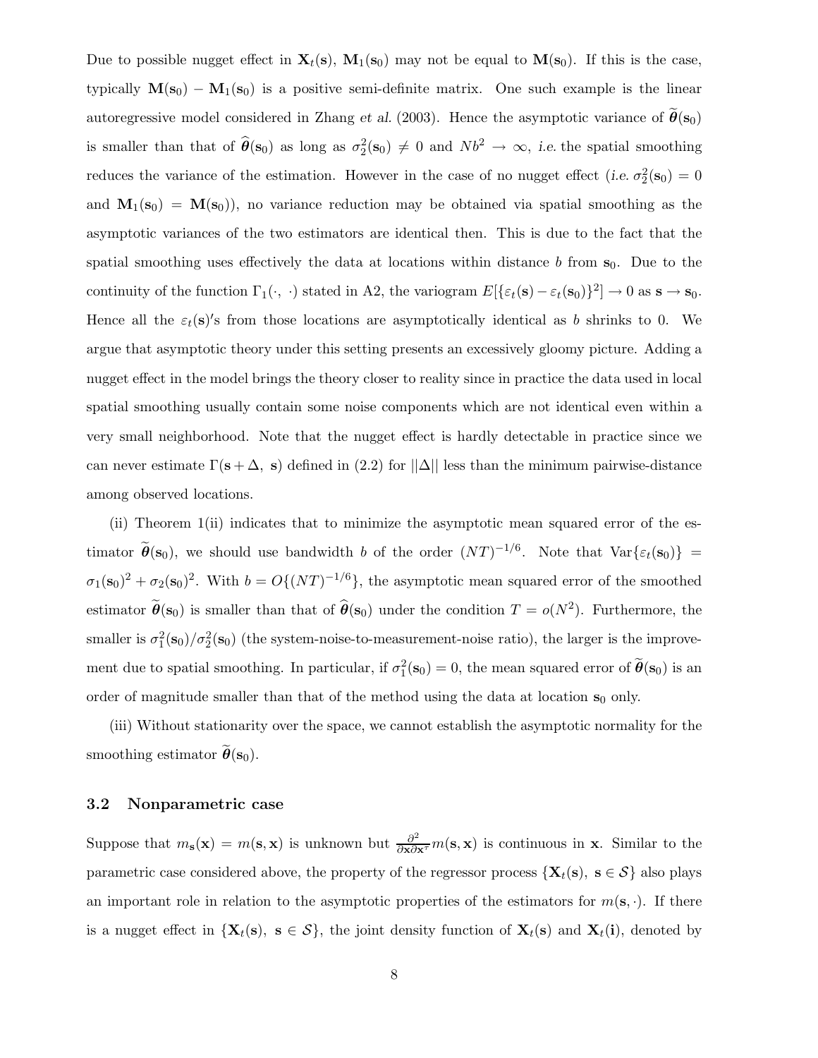Due to possible nugget effect in $\mathbf{X}_t(\mathbf{s})$, $\mathbf{M}_1(\mathbf{s}_0)$ may not be equal to $\mathbf{M}(\mathbf{s}_0)$. If this is the case, typically $\mathbf{M}(\mathbf{s}_0) - \mathbf{M}_1(\mathbf{s}_0)$ is a positive semi-definite matrix. One such example is the linear autoregressive model considered in Zhang *et al.* (2003). Hence the asymptotic variance of $\widetilde{\boldsymbol{\theta}}(\mathbf{s}_0)$ is smaller than that of $\widehat{\boldsymbol{\theta}}(\mathbf{s}_0)$ as long as $\sigma_2^2(\mathbf{s}_0) \neq 0$ and $Nb^2 \to \infty$, *i.e.* the spatial smoothing reduces the variance of the estimation. However in the case of no nugget effect (*i.e.* $\sigma_2^2(\mathbf{s}_0) = 0$ and $\mathbf{M}_1(\mathbf{s}_0) = \mathbf{M}(\mathbf{s}_0)$), no variance reduction may be obtained via spatial smoothing as the asymptotic variances of the two estimators are identical then. This is due to the fact that the spatial smoothing uses effectively the data at locations within distance $b$ from $\mathbf{s}_0$. Due to the continuity of the function $\Gamma_1(\cdot, \cdot)$ stated in A2, the variogram $E[\{\varepsilon_t(\mathbf{s}) - \varepsilon_t(\mathbf{s}_0)\}^2] \to 0$ as $\mathbf{s} \to \mathbf{s}_0$. Hence all the $\varepsilon_t(\mathbf{s})'$s from those locations are asymptotically identical as $b$ shrinks to 0. We argue that asymptotic theory under this setting presents an excessively gloomy picture. Adding a nugget effect in the model brings the theory closer to reality since in practice the data used in local spatial smoothing usually contain some noise components which are not identical even within a very small neighborhood. Note that the nugget effect is hardly detectable in practice since we can never estimate $\Gamma(\mathbf{s} + \Delta,\ \mathbf{s})$ defined in (2.2) for $||\Delta||$ less than the minimum pairwise-distance among observed locations.

(ii) Theorem 1(ii) indicates that to minimize the asymptotic mean squared error of the estimator $\widetilde{\boldsymbol{\theta}}(\mathbf{s}_0)$, we should use bandwidth $b$ of the order $(NT)^{-1/6}$. Note that $\text{Var}\{\varepsilon_t(\mathbf{s}_0)\} = \sigma_1(\mathbf{s}_0)^2 + \sigma_2(\mathbf{s}_0)^2$. With $b = O\{(NT)^{-1/6}\}$, the asymptotic mean squared error of the smoothed estimator $\widetilde{\boldsymbol{\theta}}(\mathbf{s}_0)$ is smaller than that of $\widehat{\boldsymbol{\theta}}(\mathbf{s}_0)$ under the condition $T = o(N^2)$. Furthermore, the smaller is $\sigma_1^2(\mathbf{s}_0)/\sigma_2^2(\mathbf{s}_0)$ (the system-noise-to-measurement-noise ratio), the larger is the improvement due to spatial smoothing. In particular, if $\sigma_1^2(\mathbf{s}_0) = 0$, the mean squared error of $\widetilde{\boldsymbol{\theta}}(\mathbf{s}_0)$ is an order of magnitude smaller than that of the method using the data at location $\mathbf{s}_0$ only.

(iii) Without stationarity over the space, we cannot establish the asymptotic normality for the smoothing estimator $\widetilde{\boldsymbol{\theta}}(\mathbf{s}_0)$.

### 3.2 Nonparametric case

Suppose that $m_{\mathbf{s}}(\mathbf{x}) = m(\mathbf{s}, \mathbf{x})$ is unknown but $\frac{\partial^2}{\partial \mathbf{x} \partial \mathbf{x}^\tau} m(\mathbf{s}, \mathbf{x})$ is continuous in $\mathbf{x}$. Similar to the parametric case considered above, the property of the regressor process $\{\mathbf{X}_t(\mathbf{s}),\ \mathbf{s} \in \mathcal{S}\}$ also plays an important role in relation to the asymptotic properties of the estimators for $m(\mathbf{s}, \cdot)$. If there is a nugget effect in $\{\mathbf{X}_t(\mathbf{s}),\ \mathbf{s} \in \mathcal{S}\}$, the joint density function of $\mathbf{X}_t(\mathbf{s})$ and $\mathbf{X}_t(\mathbf{i})$, denoted by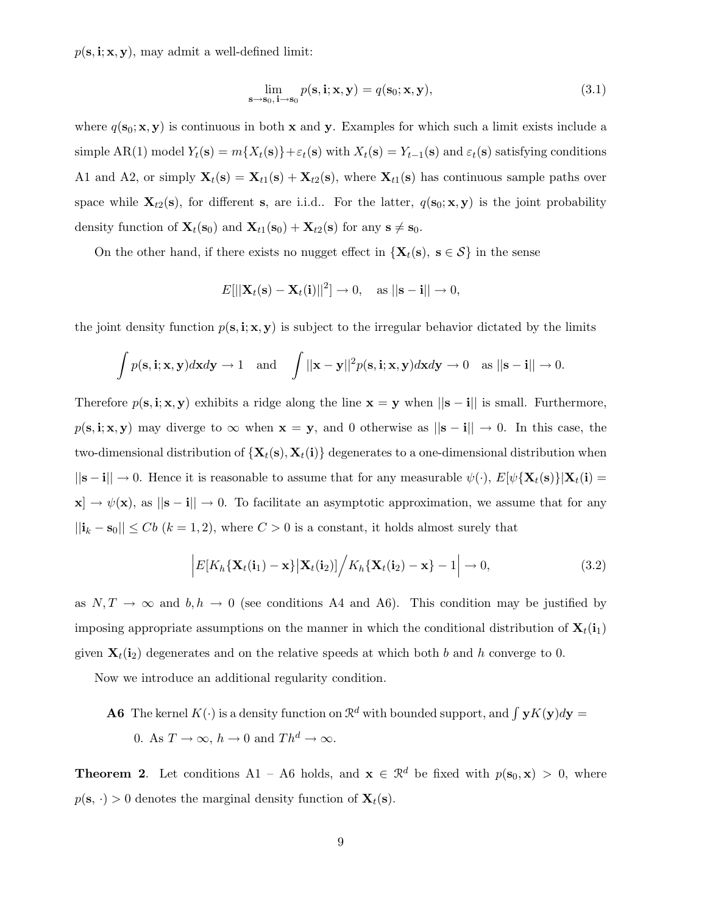$p(\mathbf{s}, \mathbf{i}; \mathbf{x}, \mathbf{y})$, may admit a well-defined limit:

$$\lim_{\mathbf{s}\to\mathbf{s}_0,\, \mathbf{i}\to\mathbf{s}_0} p(\mathbf{s}, \mathbf{i}; \mathbf{x}, \mathbf{y}) = q(\mathbf{s}_0; \mathbf{x}, \mathbf{y}), \tag{3.1}$$

where $q(\mathbf{s}_0; \mathbf{x}, \mathbf{y})$ is continuous in both $\mathbf{x}$ and $\mathbf{y}$. Examples for which such a limit exists include a simple AR(1) model $Y_t(\mathbf{s}) = m\{X_t(\mathbf{s})\} + \varepsilon_t(\mathbf{s})$ with $X_t(\mathbf{s}) = Y_{t-1}(\mathbf{s})$ and $\varepsilon_t(\mathbf{s})$ satisfying conditions A1 and A2, or simply $\mathbf{X}_t(\mathbf{s}) = \mathbf{X}_{t1}(\mathbf{s}) + \mathbf{X}_{t2}(\mathbf{s})$, where $\mathbf{X}_{t1}(\mathbf{s})$ has continuous sample paths over space while $\mathbf{X}_{t2}(\mathbf{s})$, for different $\mathbf{s}$, are i.i.d.. For the latter, $q(\mathbf{s}_0; \mathbf{x}, \mathbf{y})$ is the joint probability density function of $\mathbf{X}_t(\mathbf{s}_0)$ and $\mathbf{X}_{t1}(\mathbf{s}_0) + \mathbf{X}_{t2}(\mathbf{s})$ for any $\mathbf{s} \neq \mathbf{s}_0$.

On the other hand, if there exists no nugget effect in $\{\mathbf{X}_t(\mathbf{s}),\ \mathbf{s} \in \mathcal{S}\}$ in the sense

$$E[||\mathbf{X}_t(\mathbf{s}) - \mathbf{X}_t(\mathbf{i})||^2] \to 0, \quad \text{as } ||\mathbf{s} - \mathbf{i}|| \to 0,$$

the joint density function $p(\mathbf{s}, \mathbf{i}; \mathbf{x}, \mathbf{y})$ is subject to the irregular behavior dictated by the limits

$$\int p(\mathbf{s}, \mathbf{i}; \mathbf{x}, \mathbf{y}) d\mathbf{x} d\mathbf{y} \to 1 \quad \text{and} \quad \int ||\mathbf{x} - \mathbf{y}||^2 p(\mathbf{s}, \mathbf{i}; \mathbf{x}, \mathbf{y}) d\mathbf{x} d\mathbf{y} \to 0 \quad \text{as } ||\mathbf{s} - \mathbf{i}|| \to 0.$$

Therefore $p(\mathbf{s}, \mathbf{i}; \mathbf{x}, \mathbf{y})$ exhibits a ridge along the line $\mathbf{x} = \mathbf{y}$ when $||\mathbf{s} - \mathbf{i}||$ is small. Furthermore, $p(\mathbf{s}, \mathbf{i}; \mathbf{x}, \mathbf{y})$ may diverge to $\infty$ when $\mathbf{x} = \mathbf{y}$, and 0 otherwise as $||\mathbf{s} - \mathbf{i}|| \to 0$. In this case, the two-dimensional distribution of $\{\mathbf{X}_t(\mathbf{s}), \mathbf{X}_t(\mathbf{i})\}$ degenerates to a one-dimensional distribution when $||\mathbf{s} - \mathbf{i}|| \to 0$. Hence it is reasonable to assume that for any measurable $\psi(\cdot)$, $E[\psi\{\mathbf{X}_t(\mathbf{s})\}|\mathbf{X}_t(\mathbf{i}) = \mathbf{x}] \to \psi(\mathbf{x})$, as $||\mathbf{s} - \mathbf{i}|| \to 0$. To facilitate an asymptotic approximation, we assume that for any $||\mathbf{i}_k - \mathbf{s}_0|| \leq Cb$ $(k = 1, 2)$, where $C > 0$ is a constant, it holds almost surely that

$$\Big| E[K_h\{\mathbf{X}_t(\mathbf{i}_1) - \mathbf{x}\} \big| \mathbf{X}_t(\mathbf{i}_2)] \Big/ K_h\{\mathbf{X}_t(\mathbf{i}_2) - \mathbf{x}\} - 1 \Big| \to 0, \tag{3.2}$$

as $N, T \to \infty$ and $b, h \to 0$ (see conditions A4 and A6). This condition may be justified by imposing appropriate assumptions on the manner in which the conditional distribution of $\mathbf{X}_t(\mathbf{i}_1)$ given $\mathbf{X}_t(\mathbf{i}_2)$ degenerates and on the relative speeds at which both $b$ and $h$ converge to 0.

Now we introduce an additional regularity condition.

**A6** The kernel $K(\cdot)$ is a density function on $\mathcal{R}^d$ with bounded support, and $\int \mathbf{y} K(\mathbf{y}) d\mathbf{y} = 0$. As $T \to \infty$, $h \to 0$ and $Th^d \to \infty$.

**Theorem 2**. Let conditions A1 – A6 holds, and $\mathbf{x} \in \mathcal{R}^d$ be fixed with $p(\mathbf{s}_0, \mathbf{x}) > 0$, where $p(\mathbf{s}, \cdot) > 0$ denotes the marginal density function of $\mathbf{X}_t(\mathbf{s})$.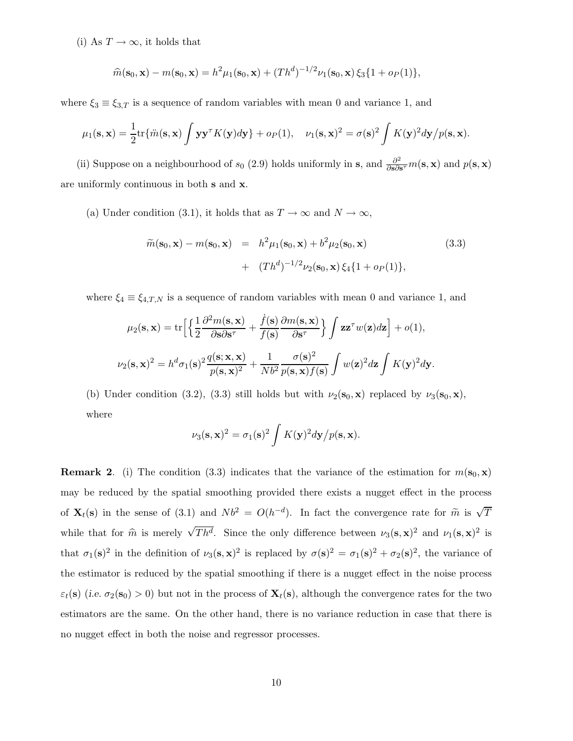(i) As $T \to \infty$, it holds that

$$\widehat{m}(\mathbf{s}_0, \mathbf{x}) - m(\mathbf{s}_0, \mathbf{x}) = h^2 \mu_1(\mathbf{s}_0, \mathbf{x}) + (Th^d)^{-1/2} \nu_1(\mathbf{s}_0, \mathbf{x}) \, \xi_3 \{1 + o_P(1)\},$$

where $\xi_3 \equiv \xi_{3,T}$ is a sequence of random variables with mean 0 and variance 1, and

$$\mu_1(\mathbf{s}, \mathbf{x}) = \frac{1}{2} \mathrm{tr}\{\ddot{m}(\mathbf{s}, \mathbf{x}) \int \mathbf{y}\mathbf{y}^\tau K(\mathbf{y}) d\mathbf{y}\} + o_P(1), \quad \nu_1(\mathbf{s}, \mathbf{x})^2 = \sigma(\mathbf{s})^2 \int K(\mathbf{y})^2 d\mathbf{y} / p(\mathbf{s}, \mathbf{x}).$$

(ii) Suppose on a neighbourhood of $s_0$ (2.9) holds uniformly in $\mathbf{s}$, and $\frac{\partial^2}{\partial \mathbf{s} \partial \mathbf{s}^\tau} m(\mathbf{s}, \mathbf{x})$ and $p(\mathbf{s}, \mathbf{x})$ are uniformly continuous in both $\mathbf{s}$ and $\mathbf{x}$.

(a) Under condition (3.1), it holds that as $T \to \infty$ and $N \to \infty$,

$$\begin{aligned} \widetilde{m}(\mathbf{s}_0, \mathbf{x}) - m(\mathbf{s}_0, \mathbf{x}) &= h^2 \mu_1(\mathbf{s}_0, \mathbf{x}) + b^2 \mu_2(\mathbf{s}_0, \mathbf{x}) \\ &+ (Th^d)^{-1/2} \nu_2(\mathbf{s}_0, \mathbf{x}) \, \xi_4 \{1 + o_P(1)\}, \end{aligned} \tag{3.3}$$

where $\xi_4 \equiv \xi_{4,T,N}$ is a sequence of random variables with mean 0 and variance 1, and

$$\mu_2(\mathbf{s}, \mathbf{x}) = \mathrm{tr}\Big[\Big\{ \frac{1}{2} \frac{\partial^2 m(\mathbf{s}, \mathbf{x})}{\partial \mathbf{s} \partial \mathbf{s}^\tau} + \frac{\dot{f}(\mathbf{s})}{f(\mathbf{s})} \frac{\partial m(\mathbf{s}, \mathbf{x})}{\partial \mathbf{s}^\tau} \Big\} \int \mathbf{z}\mathbf{z}^\tau w(\mathbf{z}) d\mathbf{z} \Big] + o(1),$$

$$\nu_2(\mathbf{s}, \mathbf{x})^2 = h^d \sigma_1(\mathbf{s})^2 \frac{q(\mathbf{s}; \mathbf{x}, \mathbf{x})}{p(\mathbf{s}, \mathbf{x})^2} + \frac{1}{Nb^2} \frac{\sigma(\mathbf{s})^2}{p(\mathbf{s}, \mathbf{x}) f(\mathbf{s})} \int w(\mathbf{z})^2 d\mathbf{z} \int K(\mathbf{y})^2 d\mathbf{y}.$$

(b) Under condition (3.2), (3.3) still holds but with $\nu_2(\mathbf{s}_0, \mathbf{x})$ replaced by $\nu_3(\mathbf{s}_0, \mathbf{x})$, where

$$\nu_3(\mathbf{s}, \mathbf{x})^2 = \sigma_1(\mathbf{s})^2 \int K(\mathbf{y})^2 d\mathbf{y} / p(\mathbf{s}, \mathbf{x}).$$

**Remark 2**. (i) The condition (3.3) indicates that the variance of the estimation for $m(\mathbf{s}_0, \mathbf{x})$ may be reduced by the spatial smoothing provided there exists a nugget effect in the process of $\mathbf{X}_t(\mathbf{s})$ in the sense of (3.1) and $Nb^2 = O(h^{-d})$. In fact the convergence rate for $\widetilde{m}$ is $\sqrt{T}$ while that for $\widehat{m}$ is merely $\sqrt{Th^d}$. Since the only difference between $\nu_3(\mathbf{s}, \mathbf{x})^2$ and $\nu_1(\mathbf{s}, \mathbf{x})^2$ is that $\sigma_1(\mathbf{s})^2$ in the definition of $\nu_3(\mathbf{s}, \mathbf{x})^2$ is replaced by $\sigma(\mathbf{s})^2 = \sigma_1(\mathbf{s})^2 + \sigma_2(\mathbf{s})^2$, the variance of the estimator is reduced by the spatial smoothing if there is a nugget effect in the noise process $\varepsilon_t(\mathbf{s})$ (*i.e.* $\sigma_2(\mathbf{s}_0) > 0$) but not in the process of $\mathbf{X}_t(\mathbf{s})$, although the convergence rates for the two estimators are the same. On the other hand, there is no variance reduction in case that there is no nugget effect in both the noise and regressor processes.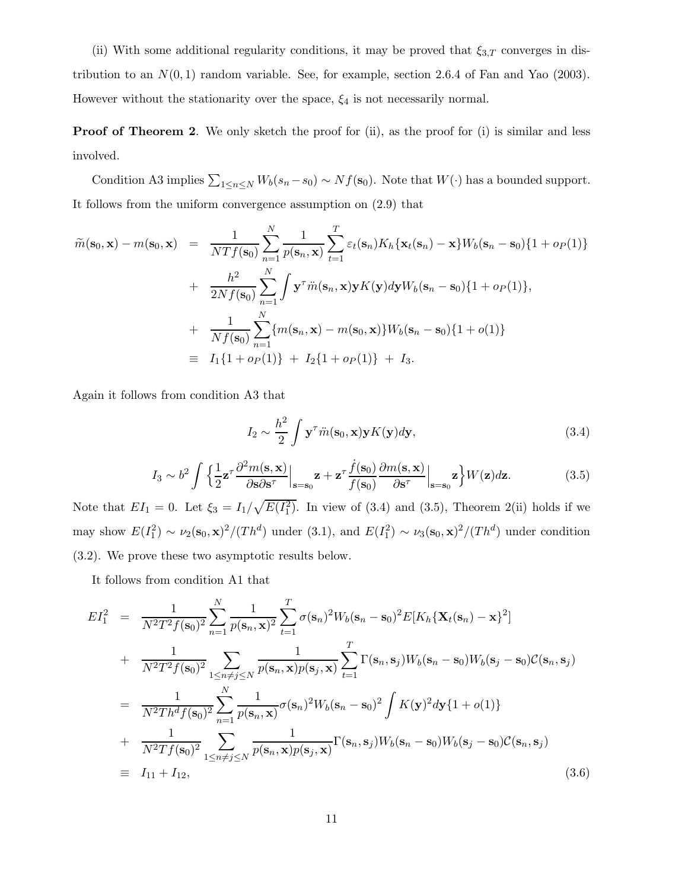(ii) With some additional regularity conditions, it may be proved that $\xi_{3,T}$ converges in distribution to an $N(0,1)$ random variable. See, for example, section 2.6.4 of Fan and Yao (2003). However without the stationarity over the space, $\xi_4$ is not necessarily normal.

**Proof of Theorem 2**. We only sketch the proof for (ii), as the proof for (i) is similar and less involved.

Condition A3 implies $\sum_{1\le n\le N} W_b(s_n - s_0) \sim Nf(\mathbf{s}_0)$. Note that $W(\cdot)$ has a bounded support. It follows from the uniform convergence assumption on (2.9) that

$$
\begin{aligned}
\widetilde{m}(\mathbf{s}_0, \mathbf{x}) - m(\mathbf{s}_0, \mathbf{x}) &= \frac{1}{NTf(\mathbf{s}_0)} \sum_{n=1}^N \frac{1}{p(\mathbf{s}_n, \mathbf{x})} \sum_{t=1}^T \varepsilon_t(\mathbf{s}_n) K_h\{\mathbf{x}_t(\mathbf{s}_n) - \mathbf{x}\} W_b(\mathbf{s}_n - \mathbf{s}_0)\{1 + o_P(1)\} \\
&+ \frac{h^2}{2Nf(\mathbf{s}_0)} \sum_{n=1}^N \int \mathbf{y}^\tau \ddot{m}(\mathbf{s}_n, \mathbf{x}) \mathbf{y} K(\mathbf{y}) d\mathbf{y} W_b(\mathbf{s}_n - \mathbf{s}_0)\{1 + o_P(1)\}, \\
&+ \frac{1}{Nf(\mathbf{s}_0)} \sum_{n=1}^N \{m(\mathbf{s}_n, \mathbf{x}) - m(\mathbf{s}_0, \mathbf{x})\} W_b(\mathbf{s}_n - \mathbf{s}_0)\{1 + o(1)\} \\
&\equiv I_1\{1 + o_P(1)\} \;+\; I_2\{1 + o_P(1)\} \;+\; I_3.
\end{aligned}
$$

Again it follows from condition A3 that

$$
I_2 \sim \frac{h^2}{2} \int \mathbf{y}^\tau \ddot{m}(\mathbf{s}_0, \mathbf{x}) \mathbf{y} K(\mathbf{y}) d\mathbf{y}, \tag{3.4}
$$

$$
I_3 \sim b^2 \int \Big\{ \frac{1}{2} \mathbf{z}^\tau \frac{\partial^2 m(\mathbf{s}, \mathbf{x})}{\partial \mathbf{s} \partial \mathbf{s}^\tau}\Big|_{\mathbf{s}=\mathbf{s}_0} \mathbf{z} + \mathbf{z}^\tau \frac{\dot{f}(\mathbf{s}_0)}{f(\mathbf{s}_0)} \frac{\partial m(\mathbf{s}, \mathbf{x})}{\partial \mathbf{s}^\tau}\Big|_{\mathbf{s}=\mathbf{s}_0} \mathbf{z} \Big\} W(\mathbf{z}) d\mathbf{z}. \tag{3.5}
$$

Note that $EI_1 = 0$. Let $\xi_3 = I_1/\sqrt{E(I_1^2)}$. In view of (3.4) and (3.5), Theorem 2(ii) holds if we may show $E(I_1^2) \sim \nu_2(\mathbf{s}_0, \mathbf{x})^2/(Th^d)$ under (3.1), and $E(I_1^2) \sim \nu_3(\mathbf{s}_0, \mathbf{x})^2/(Th^d)$ under condition (3.2). We prove these two asymptotic results below.

It follows from condition A1 that

$$
\begin{aligned}
EI_1^2 &= \frac{1}{N^2T^2f(\mathbf{s}_0)^2} \sum_{n=1}^N \frac{1}{p(\mathbf{s}_n, \mathbf{x})^2} \sum_{t=1}^T \sigma(\mathbf{s}_n)^2 W_b(\mathbf{s}_n - \mathbf{s}_0)^2 E[K_h\{\mathbf{X}_t(\mathbf{s}_n) - \mathbf{x}\}^2] \\
&+ \frac{1}{N^2T^2f(\mathbf{s}_0)^2} \sum_{1\le n\ne j\le N} \frac{1}{p(\mathbf{s}_n, \mathbf{x})p(\mathbf{s}_j, \mathbf{x})} \sum_{t=1}^T \Gamma(\mathbf{s}_n, \mathbf{s}_j) W_b(\mathbf{s}_n - \mathbf{s}_0) W_b(\mathbf{s}_j - \mathbf{s}_0) \mathcal{C}(\mathbf{s}_n, \mathbf{s}_j) \\
&= \frac{1}{N^2Th^df(\mathbf{s}_0)^2} \sum_{n=1}^N \frac{1}{p(\mathbf{s}_n, \mathbf{x})} \sigma(\mathbf{s}_n)^2 W_b(\mathbf{s}_n - \mathbf{s}_0)^2 \int K(\mathbf{y})^2 d\mathbf{y}\{1 + o(1)\} \\
&+ \frac{1}{N^2Tf(\mathbf{s}_0)^2} \sum_{1\le n\ne j\le N} \frac{1}{p(\mathbf{s}_n, \mathbf{x})p(\mathbf{s}_j, \mathbf{x})} \Gamma(\mathbf{s}_n, \mathbf{s}_j) W_b(\mathbf{s}_n - \mathbf{s}_0) W_b(\mathbf{s}_j - \mathbf{s}_0) \mathcal{C}(\mathbf{s}_n, \mathbf{s}_j) \\
&\equiv I_{11} + I_{12},
\end{aligned} \tag{3.6}
$$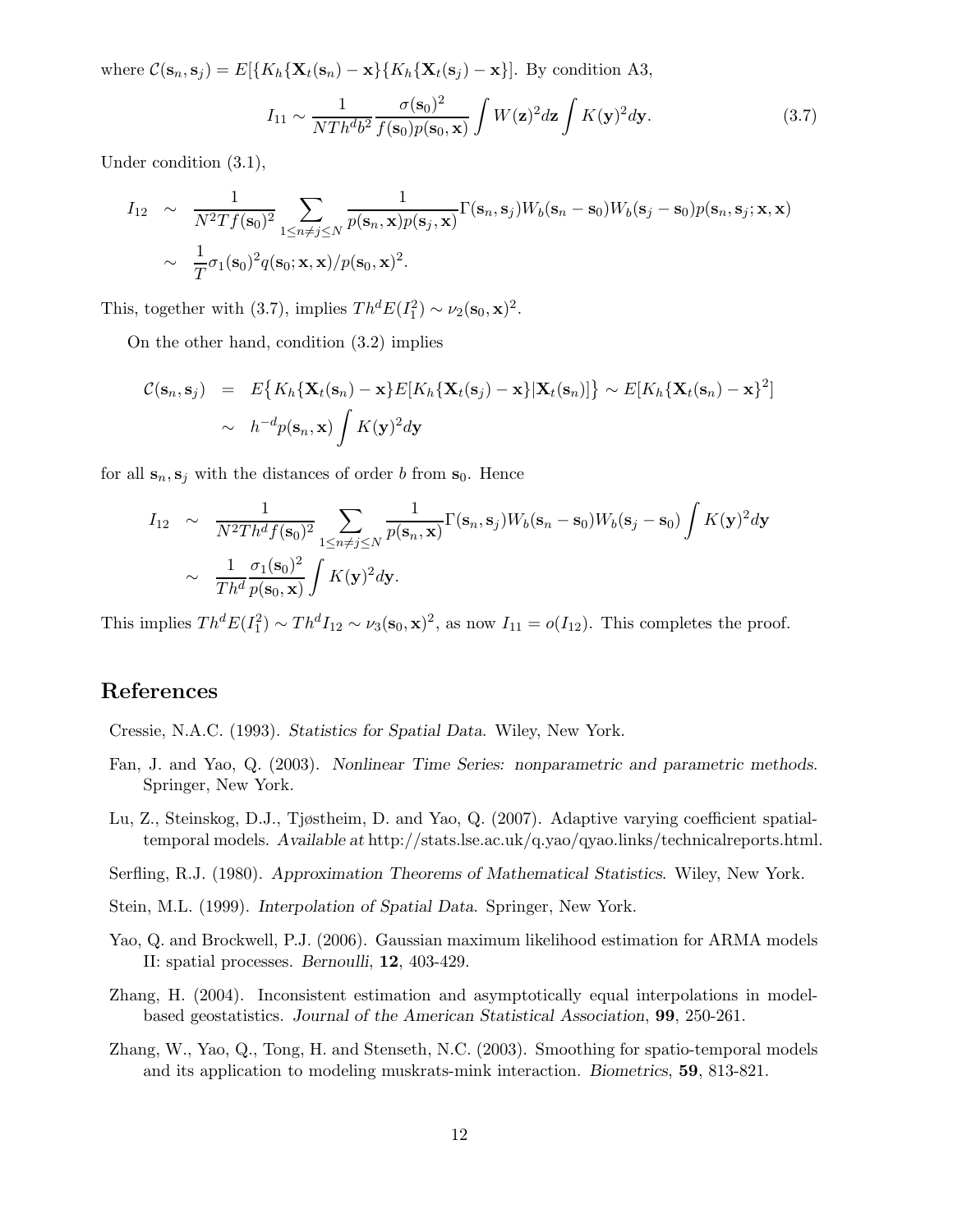where $\mathcal{C}(\mathbf{s}_n, \mathbf{s}_j) = E[\{K_h\{\mathbf{X}_t(\mathbf{s}_n) - \mathbf{x}\}\{K_h\{\mathbf{X}_t(\mathbf{s}_j) - \mathbf{x}\}]$. By condition A3,

$$I_{11} \sim \frac{1}{NTh^d b^2} \frac{\sigma(\mathbf{s}_0)^2}{f(\mathbf{s}_0)p(\mathbf{s}_0, \mathbf{x})} \int W(\mathbf{z})^2 d\mathbf{z} \int K(\mathbf{y})^2 d\mathbf{y}. \tag{3.7}$$

Under condition (3.1),

$$\begin{aligned}
I_{12} &\sim \frac{1}{N^2 T f(\mathbf{s}_0)^2} \sum_{1 \le n \ne j \le N} \frac{1}{p(\mathbf{s}_n, \mathbf{x}) p(\mathbf{s}_j, \mathbf{x})} \Gamma(\mathbf{s}_n, \mathbf{s}_j) W_b(\mathbf{s}_n - \mathbf{s}_0) W_b(\mathbf{s}_j - \mathbf{s}_0) p(\mathbf{s}_n, \mathbf{s}_j; \mathbf{x}, \mathbf{x}) \\
&\sim \frac{1}{T} \sigma_1(\mathbf{s}_0)^2 q(\mathbf{s}_0; \mathbf{x}, \mathbf{x}) / p(\mathbf{s}_0, \mathbf{x})^2.
\end{aligned}$$

This, together with (3.7), implies $Th^d E(I_1^2) \sim \nu_2(\mathbf{s}_0, \mathbf{x})^2$.

On the other hand, condition (3.2) implies

$$\begin{aligned}
\mathcal{C}(\mathbf{s}_n, \mathbf{s}_j) &= E\big\{K_h\{\mathbf{X}_t(\mathbf{s}_n) - \mathbf{x}\} E[K_h\{\mathbf{X}_t(\mathbf{s}_j) - \mathbf{x}\} | \mathbf{X}_t(\mathbf{s}_n)]\big\} \sim E[K_h\{\mathbf{X}_t(\mathbf{s}_n) - \mathbf{x}\}^2] \\
&\sim h^{-d} p(\mathbf{s}_n, \mathbf{x}) \int K(\mathbf{y})^2 d\mathbf{y}
\end{aligned}$$

for all $\mathbf{s}_n, \mathbf{s}_j$ with the distances of order $b$ from $\mathbf{s}_0$. Hence

$$\begin{aligned}
I_{12} &\sim \frac{1}{N^2 T h^d f(\mathbf{s}_0)^2} \sum_{1 \le n \ne j \le N} \frac{1}{p(\mathbf{s}_n, \mathbf{x})} \Gamma(\mathbf{s}_n, \mathbf{s}_j) W_b(\mathbf{s}_n - \mathbf{s}_0) W_b(\mathbf{s}_j - \mathbf{s}_0) \int K(\mathbf{y})^2 d\mathbf{y} \\
&\sim \frac{1}{Th^d} \frac{\sigma_1(\mathbf{s}_0)^2}{p(\mathbf{s}_0, \mathbf{x})} \int K(\mathbf{y})^2 d\mathbf{y}.
\end{aligned}$$

This implies $Th^d E(I_1^2) \sim Th^d I_{12} \sim \nu_3(\mathbf{s}_0, \mathbf{x})^2$, as now $I_{11} = o(I_{12})$. This completes the proof.

## References

Cressie, N.A.C. (1993). *Statistics for Spatial Data*. Wiley, New York.

Fan, J. and Yao, Q. (2003). *Nonlinear Time Series: nonparametric and parametric methods*. Springer, New York.

Lu, Z., Steinskog, D.J., Tjøstheim, D. and Yao, Q. (2007). Adaptive varying coefficient spatial-temporal models. *Available at* http://stats.lse.ac.uk/q.yao/qyao.links/technicalreports.html.

Serfling, R.J. (1980). *Approximation Theorems of Mathematical Statistics*. Wiley, New York.

Stein, M.L. (1999). *Interpolation of Spatial Data*. Springer, New York.

Yao, Q. and Brockwell, P.J. (2006). Gaussian maximum likelihood estimation for ARMA models II: spatial processes. *Bernoulli*, **12**, 403-429.

Zhang, H. (2004). Inconsistent estimation and asymptotically equal interpolations in model-based geostatistics. *Journal of the American Statistical Association*, **99**, 250-261.

Zhang, W., Yao, Q., Tong, H. and Stenseth, N.C. (2003). Smoothing for spatio-temporal models and its application to modeling muskrats-mink interaction. *Biometrics*, **59**, 813-821.